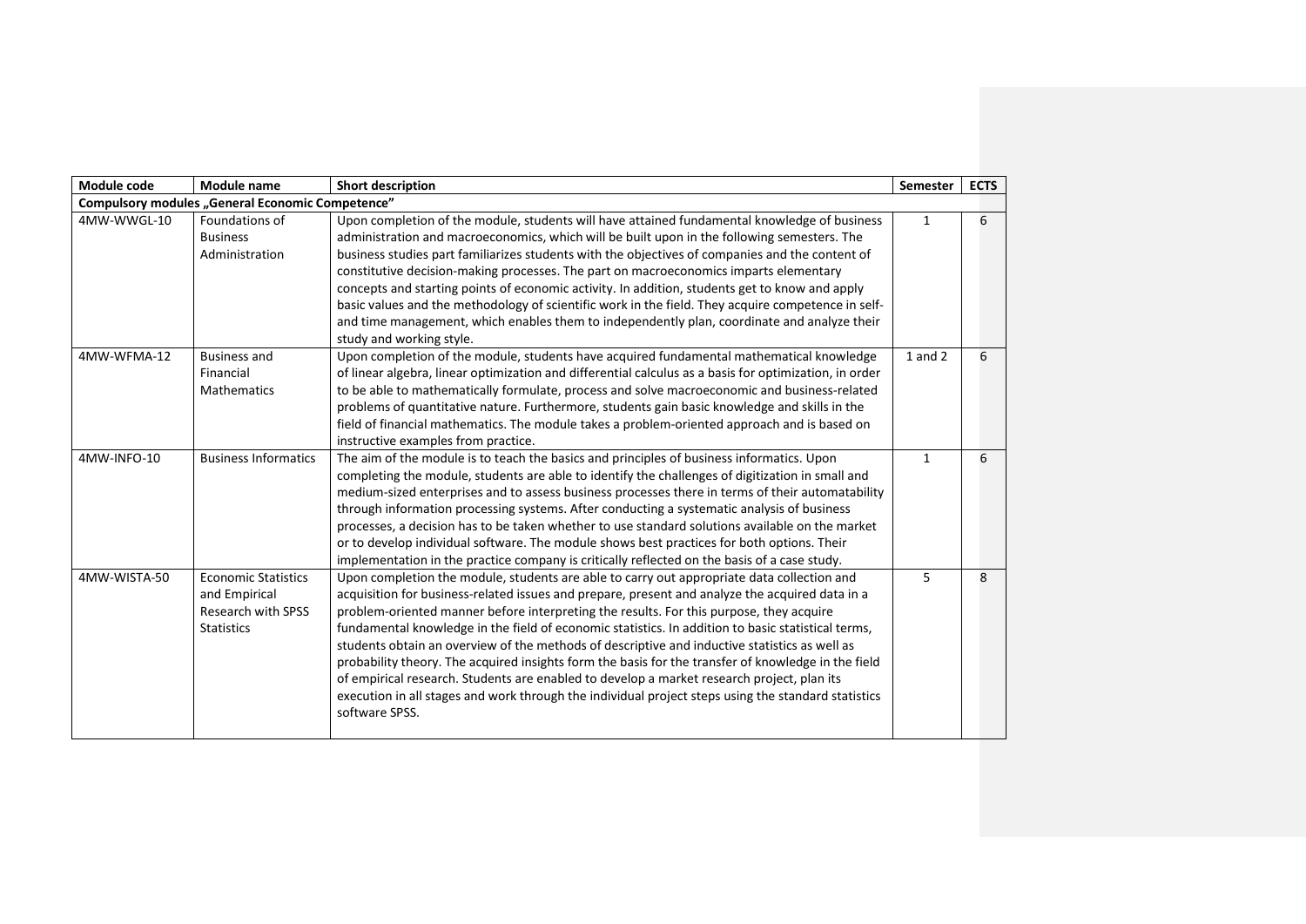| Module code | Module name | Short description | Semester | ECTS |
|---|---|---|---|---|
| **Compulsory modules „General Economic Competence"** | | | | |
| 4MW-WWGL-10 | Foundations of Business Administration | Upon completion of the module, students will have attained fundamental knowledge of business administration and macroeconomics, which will be built upon in the following semesters. The business studies part familiarizes students with the objectives of companies and the content of constitutive decision-making processes. The part on macroeconomics imparts elementary concepts and starting points of economic activity. In addition, students get to know and apply basic values and the methodology of scientific work in the field. They acquire competence in self- and time management, which enables them to independently plan, coordinate and analyze their study and working style. | 1 | 6 |
| 4MW-WFMA-12 | Business and Financial Mathematics | Upon completion of the module, students have acquired fundamental mathematical knowledge of linear algebra, linear optimization and differential calculus as a basis for optimization, in order to be able to mathematically formulate, process and solve macroeconomic and business-related problems of quantitative nature. Furthermore, students gain basic knowledge and skills in the field of financial mathematics. The module takes a problem-oriented approach and is based on instructive examples from practice. | 1 and 2 | 6 |
| 4MW-INFO-10 | Business Informatics | The aim of the module is to teach the basics and principles of business informatics. Upon completing the module, students are able to identify the challenges of digitization in small and medium-sized enterprises and to assess business processes there in terms of their automatability through information processing systems. After conducting a systematic analysis of business processes, a decision has to be taken whether to use standard solutions available on the market or to develop individual software. The module shows best practices for both options. Their implementation in the practice company is critically reflected on the basis of a case study. | 1 | 6 |
| 4MW-WISTA-50 | Economic Statistics and Empirical Research with SPSS Statistics | Upon completion the module, students are able to carry out appropriate data collection and acquisition for business-related issues and prepare, present and analyze the acquired data in a problem-oriented manner before interpreting the results. For this purpose, they acquire fundamental knowledge in the field of economic statistics. In addition to basic statistical terms, students obtain an overview of the methods of descriptive and inductive statistics as well as probability theory. The acquired insights form the basis for the transfer of knowledge in the field of empirical research. Students are enabled to develop a market research project, plan its execution in all stages and work through the individual project steps using the standard statistics software SPSS. | 5 | 8 |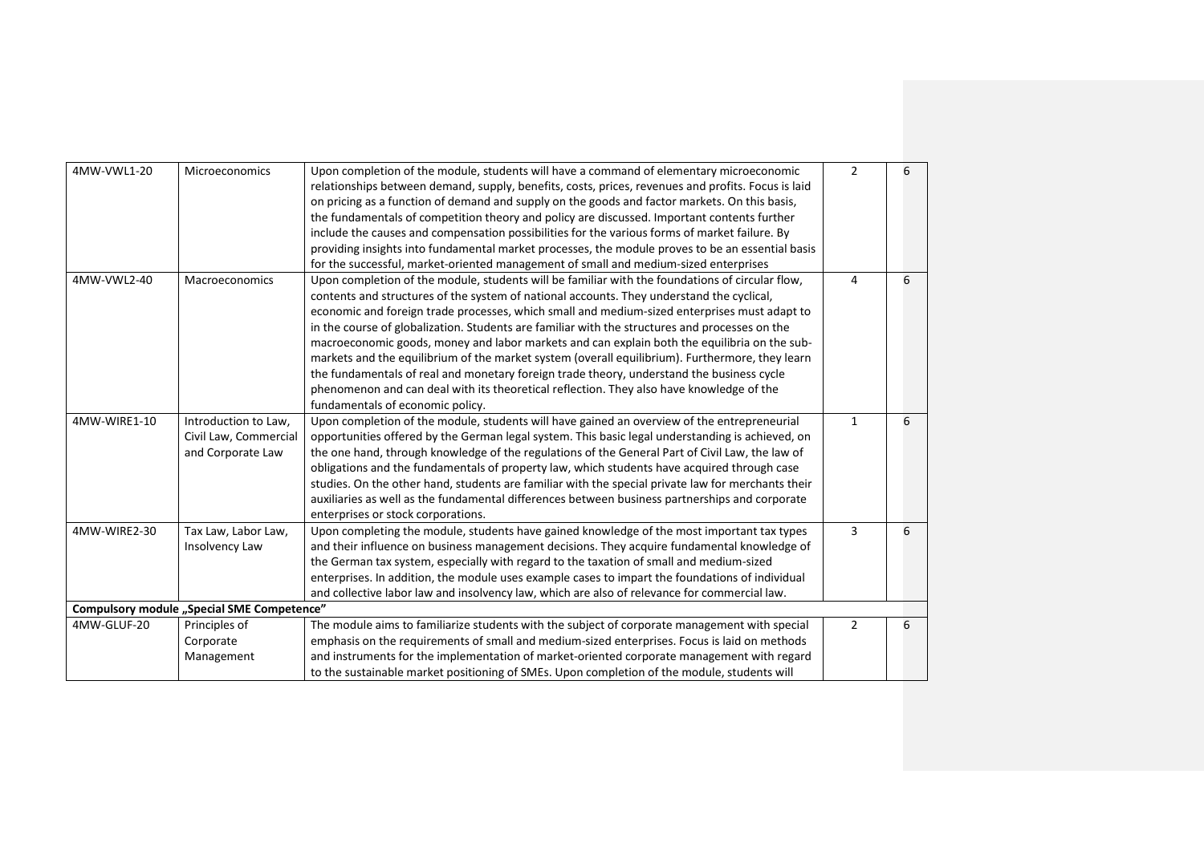| | | | | |
|---|---|---|---|---|
| 4MW-VWL1-20 | Microeconomics | Upon completion of the module, students will have a command of elementary microeconomic relationships between demand, supply, benefits, costs, prices, revenues and profits. Focus is laid on pricing as a function of demand and supply on the goods and factor markets. On this basis, the fundamentals of competition theory and policy are discussed. Important contents further include the causes and compensation possibilities for the various forms of market failure. By providing insights into fundamental market processes, the module proves to be an essential basis for the successful, market-oriented management of small and medium-sized enterprises | 2 | 6 |
| 4MW-VWL2-40 | Macroeconomics | Upon completion of the module, students will be familiar with the foundations of circular flow, contents and structures of the system of national accounts. They understand the cyclical, economic and foreign trade processes, which small and medium-sized enterprises must adapt to in the course of globalization. Students are familiar with the structures and processes on the macroeconomic goods, money and labor markets and can explain both the equilibria on the sub-markets and the equilibrium of the market system (overall equilibrium). Furthermore, they learn the fundamentals of real and monetary foreign trade theory, understand the business cycle phenomenon and can deal with its theoretical reflection. They also have knowledge of the fundamentals of economic policy. | 4 | 6 |
| 4MW-WIRE1-10 | Introduction to Law, Civil Law, Commercial and Corporate Law | Upon completion of the module, students will have gained an overview of the entrepreneurial opportunities offered by the German legal system. This basic legal understanding is achieved, on the one hand, through knowledge of the regulations of the General Part of Civil Law, the law of obligations and the fundamentals of property law, which students have acquired through case studies. On the other hand, students are familiar with the special private law for merchants their auxiliaries as well as the fundamental differences between business partnerships and corporate enterprises or stock corporations. | 1 | 6 |
| 4MW-WIRE2-30 | Tax Law, Labor Law, Insolvency Law | Upon completing the module, students have gained knowledge of the most important tax types and their influence on business management decisions. They acquire fundamental knowledge of the German tax system, especially with regard to the taxation of small and medium-sized enterprises. In addition, the module uses example cases to impart the foundations of individual and collective labor law and insolvency law, which are also of relevance for commercial law. | 3 | 6 |
| **Compulsory module „Special SME Competence"** | | | | |
| 4MW-GLUF-20 | Principles of Corporate Management | The module aims to familiarize students with the subject of corporate management with special emphasis on the requirements of small and medium-sized enterprises. Focus is laid on methods and instruments for the implementation of market-oriented corporate management with regard to the sustainable market positioning of SMEs. Upon completion of the module, students will | 2 | 6 |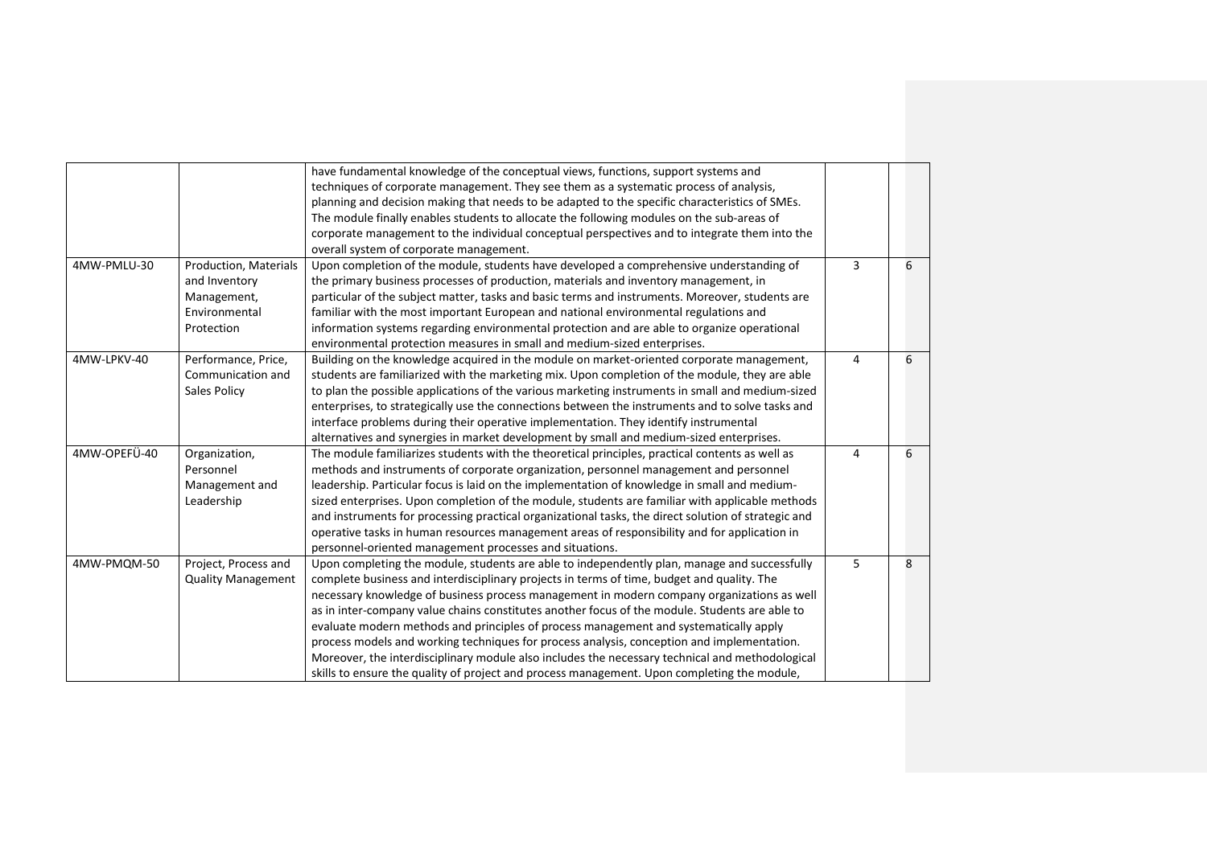| | | | | |
|---|---|---|---|---|
| | | have fundamental knowledge of the conceptual views, functions, support systems and techniques of corporate management. They see them as a systematic process of analysis, planning and decision making that needs to be adapted to the specific characteristics of SMEs. The module finally enables students to allocate the following modules on the sub-areas of corporate management to the individual conceptual perspectives and to integrate them into the overall system of corporate management. | | |
| 4MW-PMLU-30 | Production, Materials and Inventory Management, Environmental Protection | Upon completion of the module, students have developed a comprehensive understanding of the primary business processes of production, materials and inventory management, in particular of the subject matter, tasks and basic terms and instruments. Moreover, students are familiar with the most important European and national environmental regulations and information systems regarding environmental protection and are able to organize operational environmental protection measures in small and medium-sized enterprises. | 3 | 6 |
| 4MW-LPKV-40 | Performance, Price, Communication and Sales Policy | Building on the knowledge acquired in the module on market-oriented corporate management, students are familiarized with the marketing mix. Upon completion of the module, they are able to plan the possible applications of the various marketing instruments in small and medium-sized enterprises, to strategically use the connections between the instruments and to solve tasks and interface problems during their operative implementation. They identify instrumental alternatives and synergies in market development by small and medium-sized enterprises. | 4 | 6 |
| 4MW-OPEFÜ-40 | Organization, Personnel Management and Leadership | The module familiarizes students with the theoretical principles, practical contents as well as methods and instruments of corporate organization, personnel management and personnel leadership. Particular focus is laid on the implementation of knowledge in small and medium-sized enterprises. Upon completion of the module, students are familiar with applicable methods and instruments for processing practical organizational tasks, the direct solution of strategic and operative tasks in human resources management areas of responsibility and for application in personnel-oriented management processes and situations. | 4 | 6 |
| 4MW-PMQM-50 | Project, Process and Quality Management | Upon completing the module, students are able to independently plan, manage and successfully complete business and interdisciplinary projects in terms of time, budget and quality. The necessary knowledge of business process management in modern company organizations as well as in inter-company value chains constitutes another focus of the module. Students are able to evaluate modern methods and principles of process management and systematically apply process models and working techniques for process analysis, conception and implementation. Moreover, the interdisciplinary module also includes the necessary technical and methodological skills to ensure the quality of project and process management. Upon completing the module, | 5 | 8 |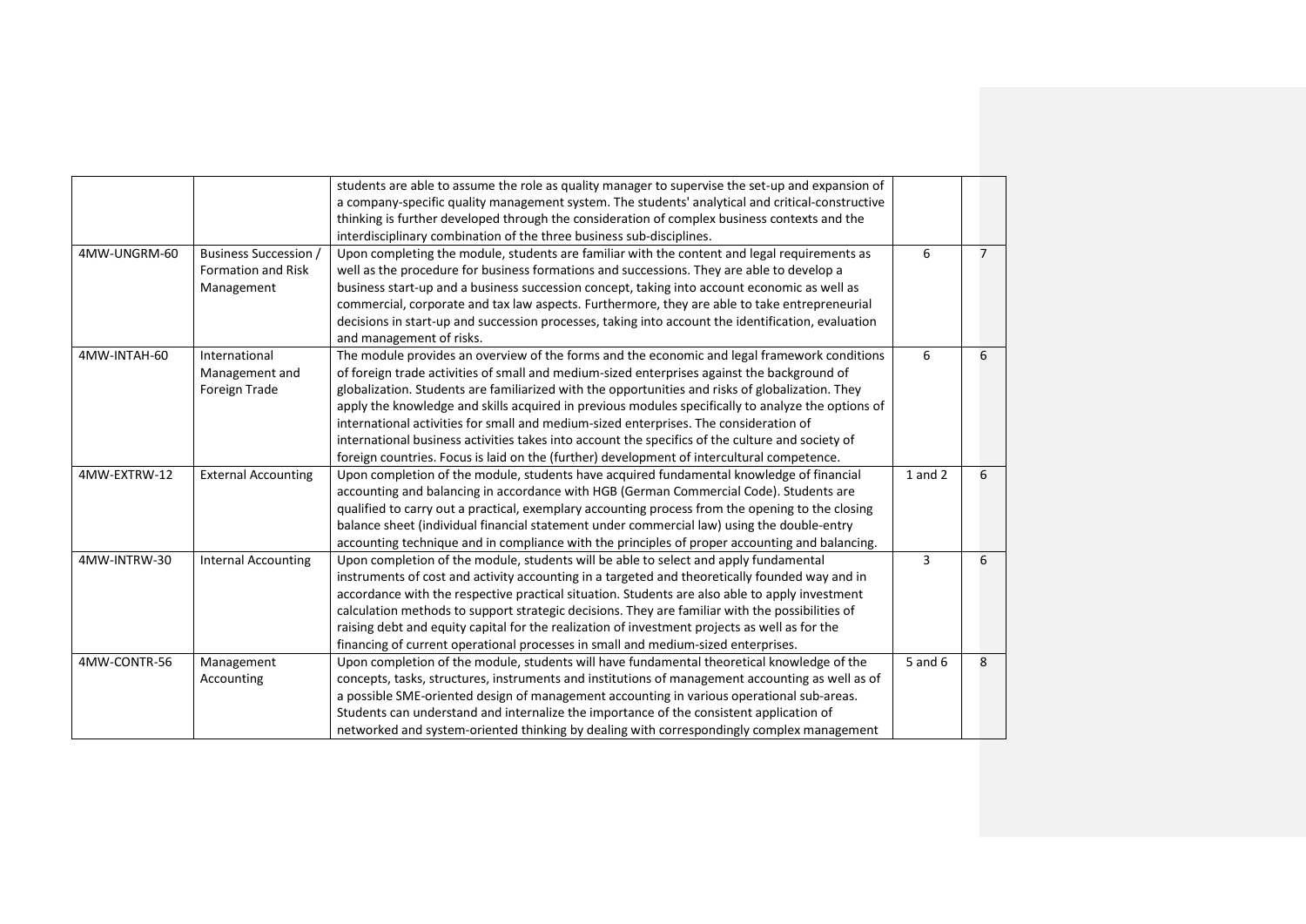| | | | | |
|---|---|---|---|---|
| | | students are able to assume the role as quality manager to supervise the set-up and expansion of a company-specific quality management system. The students' analytical and critical-constructive thinking is further developed through the consideration of complex business contexts and the interdisciplinary combination of the three business sub-disciplines. | | |
| 4MW-UNGRM-60 | Business Succession / Formation and Risk Management | Upon completing the module, students are familiar with the content and legal requirements as well as the procedure for business formations and successions. They are able to develop a business start-up and a business succession concept, taking into account economic as well as commercial, corporate and tax law aspects. Furthermore, they are able to take entrepreneurial decisions in start-up and succession processes, taking into account the identification, evaluation and management of risks. | 6 | 7 |
| 4MW-INTAH-60 | International Management and Foreign Trade | The module provides an overview of the forms and the economic and legal framework conditions of foreign trade activities of small and medium-sized enterprises against the background of globalization. Students are familiarized with the opportunities and risks of globalization. They apply the knowledge and skills acquired in previous modules specifically to analyze the options of international activities for small and medium-sized enterprises. The consideration of international business activities takes into account the specifics of the culture and society of foreign countries. Focus is laid on the (further) development of intercultural competence. | 6 | 6 |
| 4MW-EXTRW-12 | External Accounting | Upon completion of the module, students have acquired fundamental knowledge of financial accounting and balancing in accordance with HGB (German Commercial Code). Students are qualified to carry out a practical, exemplary accounting process from the opening to the closing balance sheet (individual financial statement under commercial law) using the double-entry accounting technique and in compliance with the principles of proper accounting and balancing. | 1 and 2 | 6 |
| 4MW-INTRW-30 | Internal Accounting | Upon completion of the module, students will be able to select and apply fundamental instruments of cost and activity accounting in a targeted and theoretically founded way and in accordance with the respective practical situation. Students are also able to apply investment calculation methods to support strategic decisions. They are familiar with the possibilities of raising debt and equity capital for the realization of investment projects as well as for the financing of current operational processes in small and medium-sized enterprises. | 3 | 6 |
| 4MW-CONTR-56 | Management Accounting | Upon completion of the module, students will have fundamental theoretical knowledge of the concepts, tasks, structures, instruments and institutions of management accounting as well as of a possible SME-oriented design of management accounting in various operational sub-areas. Students can understand and internalize the importance of the consistent application of networked and system-oriented thinking by dealing with correspondingly complex management | 5 and 6 | 8 |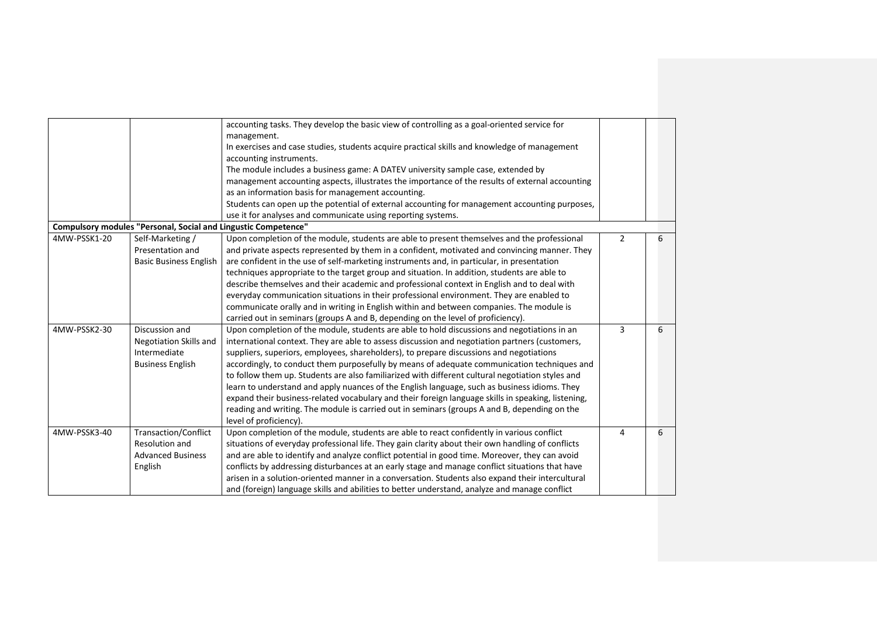| | | | | |
|---|---|---|---|---|
| | | accounting tasks. They develop the basic view of controlling as a goal-oriented service for management.<br>In exercises and case studies, students acquire practical skills and knowledge of management accounting instruments.<br>The module includes a business game: A DATEV university sample case, extended by management accounting aspects, illustrates the importance of the results of external accounting as an information basis for management accounting.<br>Students can open up the potential of external accounting for management accounting purposes, use it for analyses and communicate using reporting systems. | | |
| **Compulsory modules "Personal, Social and Lingustic Competence"** | | | | |
| 4MW-PSSK1-20 | Self-Marketing / Presentation and Basic Business English | Upon completion of the module, students are able to present themselves and the professional and private aspects represented by them in a confident, motivated and convincing manner. They are confident in the use of self-marketing instruments and, in particular, in presentation techniques appropriate to the target group and situation. In addition, students are able to describe themselves and their academic and professional context in English and to deal with everyday communication situations in their professional environment. They are enabled to communicate orally and in writing in English within and between companies. The module is carried out in seminars (groups A and B, depending on the level of proficiency). | 2 | 6 |
| 4MW-PSSK2-30 | Discussion and Negotiation Skills and Intermediate Business English | Upon completion of the module, students are able to hold discussions and negotiations in an international context. They are able to assess discussion and negotiation partners (customers, suppliers, superiors, employees, shareholders), to prepare discussions and negotiations accordingly, to conduct them purposefully by means of adequate communication techniques and to follow them up. Students are also familiarized with different cultural negotiation styles and learn to understand and apply nuances of the English language, such as business idioms. They expand their business-related vocabulary and their foreign language skills in speaking, listening, reading and writing. The module is carried out in seminars (groups A and B, depending on the level of proficiency). | 3 | 6 |
| 4MW-PSSK3-40 | Transaction/Conflict Resolution and Advanced Business English | Upon completion of the module, students are able to react confidently in various conflict situations of everyday professional life. They gain clarity about their own handling of conflicts and are able to identify and analyze conflict potential in good time. Moreover, they can avoid conflicts by addressing disturbances at an early stage and manage conflict situations that have arisen in a solution-oriented manner in a conversation. Students also expand their intercultural and (foreign) language skills and abilities to better understand, analyze and manage conflict | 4 | 6 |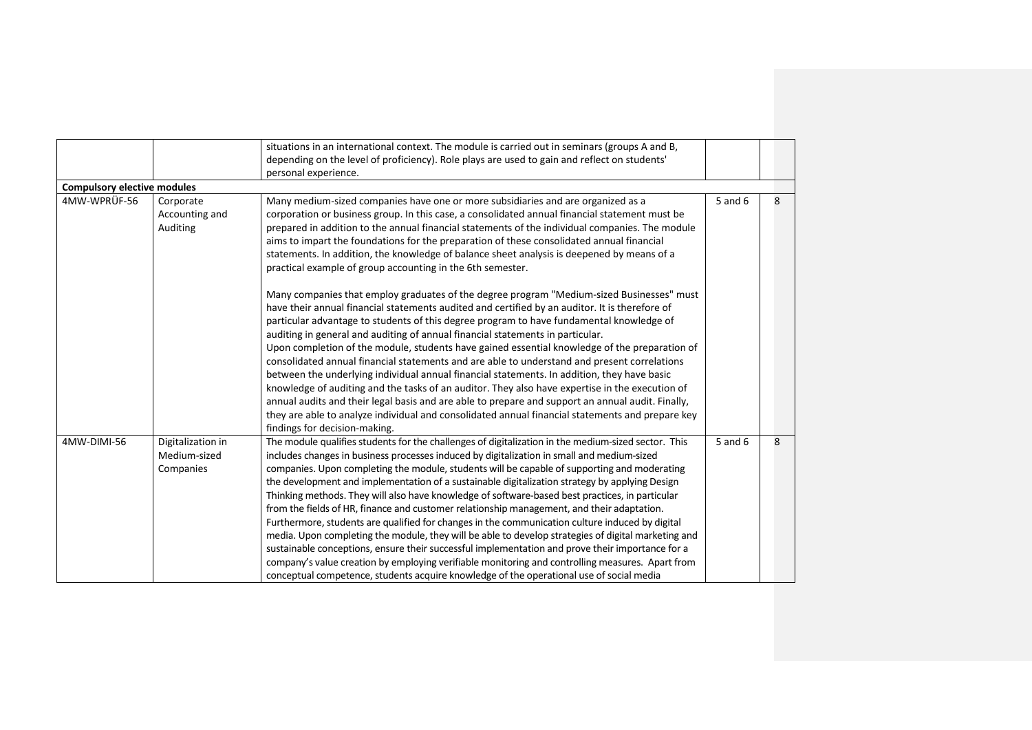| | | | | |
|---|---|---|---|---|
| | | situations in an international context. The module is carried out in seminars (groups A and B, depending on the level of proficiency). Role plays are used to gain and reflect on students' personal experience. | | |
| **Compulsory elective modules** | | | | |
| 4MW-WPRÜF-56 | Corporate Accounting and Auditing | Many medium-sized companies have one or more subsidiaries and are organized as a corporation or business group. In this case, a consolidated annual financial statement must be prepared in addition to the annual financial statements of the individual companies. The module aims to impart the foundations for the preparation of these consolidated annual financial statements. In addition, the knowledge of balance sheet analysis is deepened by means of a practical example of group accounting in the 6th semester.<br><br>Many companies that employ graduates of the degree program "Medium-sized Businesses" must have their annual financial statements audited and certified by an auditor. It is therefore of particular advantage to students of this degree program to have fundamental knowledge of auditing in general and auditing of annual financial statements in particular.<br>Upon completion of the module, students have gained essential knowledge of the preparation of consolidated annual financial statements and are able to understand and present correlations between the underlying individual annual financial statements. In addition, they have basic knowledge of auditing and the tasks of an auditor. They also have expertise in the execution of annual audits and their legal basis and are able to prepare and support an annual audit. Finally, they are able to analyze individual and consolidated annual financial statements and prepare key findings for decision-making. | 5 and 6 | 8 |
| 4MW-DIMI-56 | Digitalization in Medium-sized Companies | The module qualifies students for the challenges of digitalization in the medium-sized sector. This includes changes in business processes induced by digitalization in small and medium-sized companies. Upon completing the module, students will be capable of supporting and moderating the development and implementation of a sustainable digitalization strategy by applying Design Thinking methods. They will also have knowledge of software-based best practices, in particular from the fields of HR, finance and customer relationship management, and their adaptation. Furthermore, students are qualified for changes in the communication culture induced by digital media. Upon completing the module, they will be able to develop strategies of digital marketing and sustainable conceptions, ensure their successful implementation and prove their importance for a company's value creation by employing verifiable monitoring and controlling measures. Apart from conceptual competence, students acquire knowledge of the operational use of social media | 5 and 6 | 8 |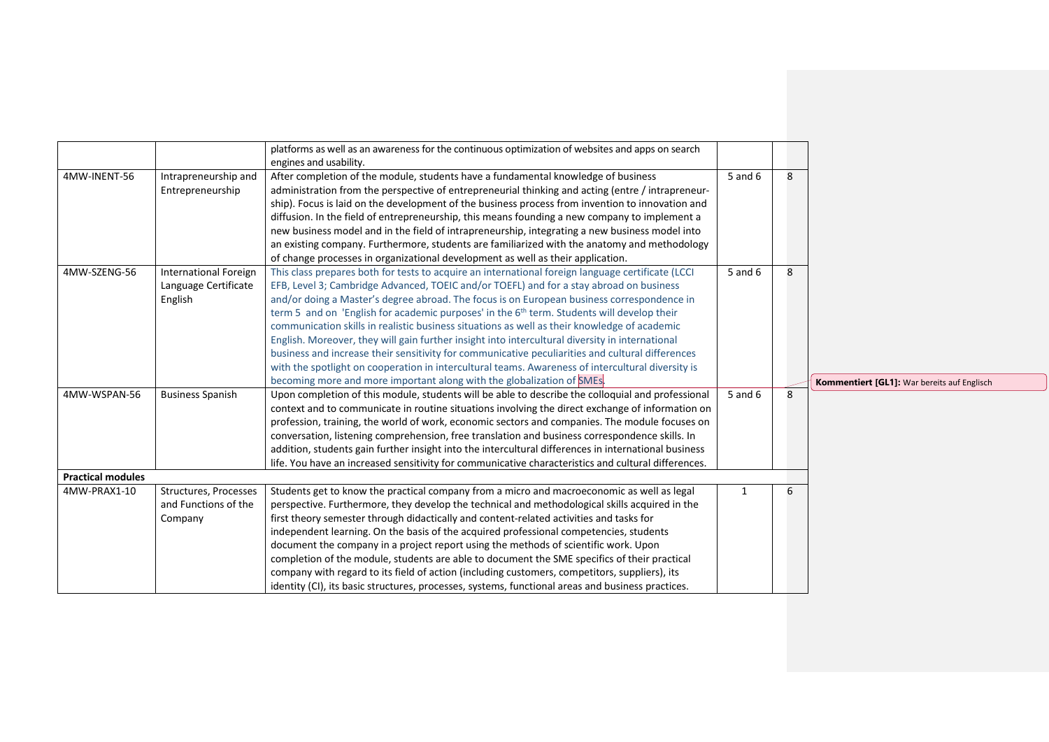| | | | | |
|---|---|---|---|---|
| | | platforms as well as an awareness for the continuous optimization of websites and apps on search engines and usability. | | |
| 4MW-INENT-56 | Intrapreneurship and Entrepreneurship | After completion of the module, students have a fundamental knowledge of business administration from the perspective of entrepreneurial thinking and acting (entre / intrapreneurship). Focus is laid on the development of the business process from invention to innovation and diffusion. In the field of entrepreneurship, this means founding a new company to implement a new business model and in the field of intrapreneurship, integrating a new business model into an existing company. Furthermore, students are familiarized with the anatomy and methodology of change processes in organizational development as well as their application. | 5 and 6 | 8 |
| 4MW-SZENG-56 | International Foreign Language Certificate English | This class prepares both for tests to acquire an international foreign language certificate (LCCI EFB, Level 3; Cambridge Advanced, TOEIC and/or TOEFL) and for a stay abroad on business and/or doing a Master's degree abroad. The focus is on European business correspondence in term 5 and on 'English for academic purposes' in the 6th term. Students will develop their communication skills in realistic business situations as well as their knowledge of academic English. Moreover, they will gain further insight into intercultural diversity in international business and increase their sensitivity for communicative peculiarities and cultural differences with the spotlight on cooperation in intercultural teams. Awareness of intercultural diversity is becoming more and more important along with the globalization of SMEs. | 5 and 6 | 8 |
| 4MW-WSPAN-56 | Business Spanish | Upon completion of this module, students will be able to describe the colloquial and professional context and to communicate in routine situations involving the direct exchange of information on profession, training, the world of work, economic sectors and companies. The module focuses on conversation, listening comprehension, free translation and business correspondence skills. In addition, students gain further insight into the intercultural differences in international business life. You have an increased sensitivity for communicative characteristics and cultural differences. | 5 and 6 | 8 |
| **Practical modules** | | | | |
| 4MW-PRAX1-10 | Structures, Processes and Functions of the Company | Students get to know the practical company from a micro and macroeconomic as well as legal perspective. Furthermore, they develop the technical and methodological skills acquired in the first theory semester through didactically and content-related activities and tasks for independent learning. On the basis of the acquired professional competencies, students document the company in a project report using the methods of scientific work. Upon completion of the module, students are able to document the SME specifics of their practical company with regard to its field of action (including customers, competitors, suppliers), its identity (CI), its basic structures, processes, systems, functional areas and business practices. | 1 | 6 |

**Kommentiert [GL1]:** War bereits auf Englisch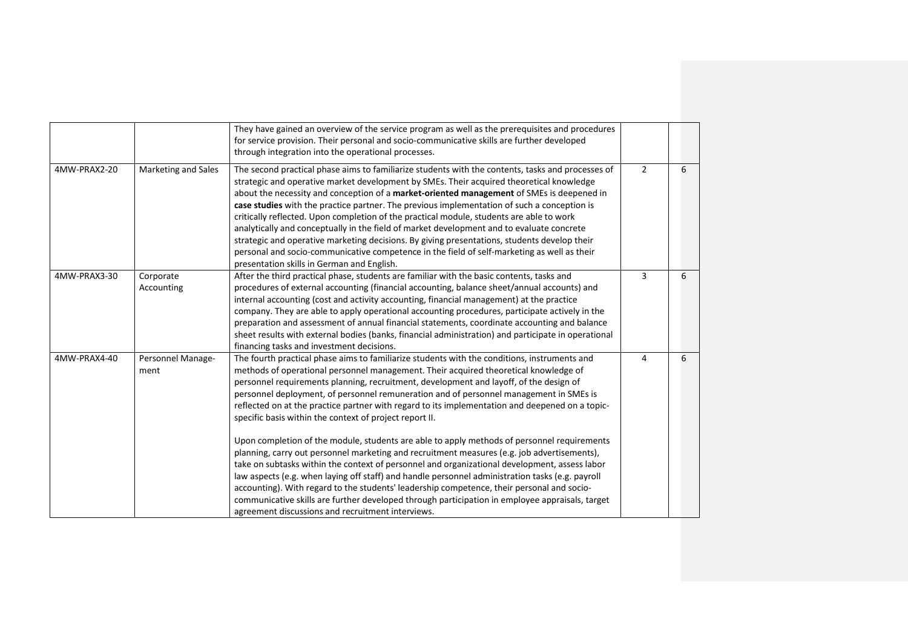|  |  |  |  |  |
|---|---|---|---|---|
|  |  | They have gained an overview of the service program as well as the prerequisites and procedures for service provision. Their personal and socio-communicative skills are further developed through integration into the operational processes. |  |  |
| 4MW-PRAX2-20 | Marketing and Sales | The second practical phase aims to familiarize students with the contents, tasks and processes of strategic and operative market development by SMEs. Their acquired theoretical knowledge about the necessity and conception of a **market-oriented management** of SMEs is deepened in **case studies** with the practice partner. The previous implementation of such a conception is critically reflected. Upon completion of the practical module, students are able to work analytically and conceptually in the field of market development and to evaluate concrete strategic and operative marketing decisions. By giving presentations, students develop their personal and socio-communicative competence in the field of self-marketing as well as their presentation skills in German and English. | 2 | 6 |
| 4MW-PRAX3-30 | Corporate Accounting | After the third practical phase, students are familiar with the basic contents, tasks and procedures of external accounting (financial accounting, balance sheet/annual accounts) and internal accounting (cost and activity accounting, financial management) at the practice company. They are able to apply operational accounting procedures, participate actively in the preparation and assessment of annual financial statements, coordinate accounting and balance sheet results with external bodies (banks, financial administration) and participate in operational financing tasks and investment decisions. | 3 | 6 |
| 4MW-PRAX4-40 | Personnel Manage-ment | The fourth practical phase aims to familiarize students with the conditions, instruments and methods of operational personnel management. Their acquired theoretical knowledge of personnel requirements planning, recruitment, development and layoff, of the design of personnel deployment, of personnel remuneration and of personnel management in SMEs is reflected on at the practice partner with regard to its implementation and deepened on a topic-specific basis within the context of project report II.<br><br>Upon completion of the module, students are able to apply methods of personnel requirements planning, carry out personnel marketing and recruitment measures (e.g. job advertisements), take on subtasks within the context of personnel and organizational development, assess labor law aspects (e.g. when laying off staff) and handle personnel administration tasks (e.g. payroll accounting). With regard to the students' leadership competence, their personal and socio-communicative skills are further developed through participation in employee appraisals, target agreement discussions and recruitment interviews. | 4 | 6 |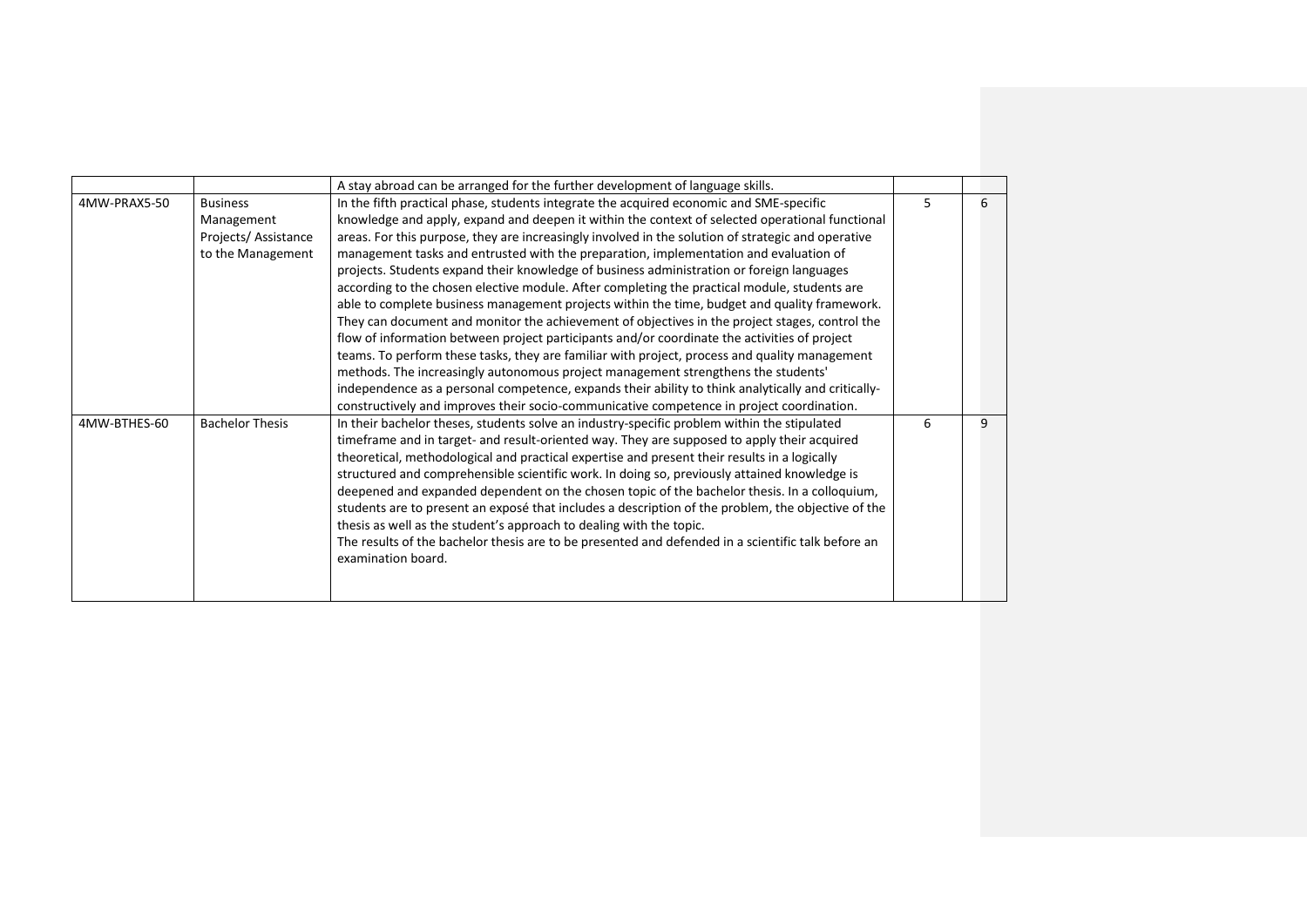| | | | | |
|---|---|---|---|---|
| | | A stay abroad can be arranged for the further development of language skills. | | |
| 4MW-PRAX5-50 | Business Management Projects/ Assistance to the Management | In the fifth practical phase, students integrate the acquired economic and SME-specific knowledge and apply, expand and deepen it within the context of selected operational functional areas. For this purpose, they are increasingly involved in the solution of strategic and operative management tasks and entrusted with the preparation, implementation and evaluation of projects. Students expand their knowledge of business administration or foreign languages according to the chosen elective module. After completing the practical module, students are able to complete business management projects within the time, budget and quality framework. They can document and monitor the achievement of objectives in the project stages, control the flow of information between project participants and/or coordinate the activities of project teams. To perform these tasks, they are familiar with project, process and quality management methods. The increasingly autonomous project management strengthens the students' independence as a personal competence, expands their ability to think analytically and critically-constructively and improves their socio-communicative competence in project coordination. | 5 | 6 |
| 4MW-BTHES-60 | Bachelor Thesis | In their bachelor theses, students solve an industry-specific problem within the stipulated timeframe and in target- and result-oriented way. They are supposed to apply their acquired theoretical, methodological and practical expertise and present their results in a logically structured and comprehensible scientific work. In doing so, previously attained knowledge is deepened and expanded dependent on the chosen topic of the bachelor thesis. In a colloquium, students are to present an exposé that includes a description of the problem, the objective of the thesis as well as the student's approach to dealing with the topic.<br>The results of the bachelor thesis are to be presented and defended in a scientific talk before an examination board. | 6 | 9 |